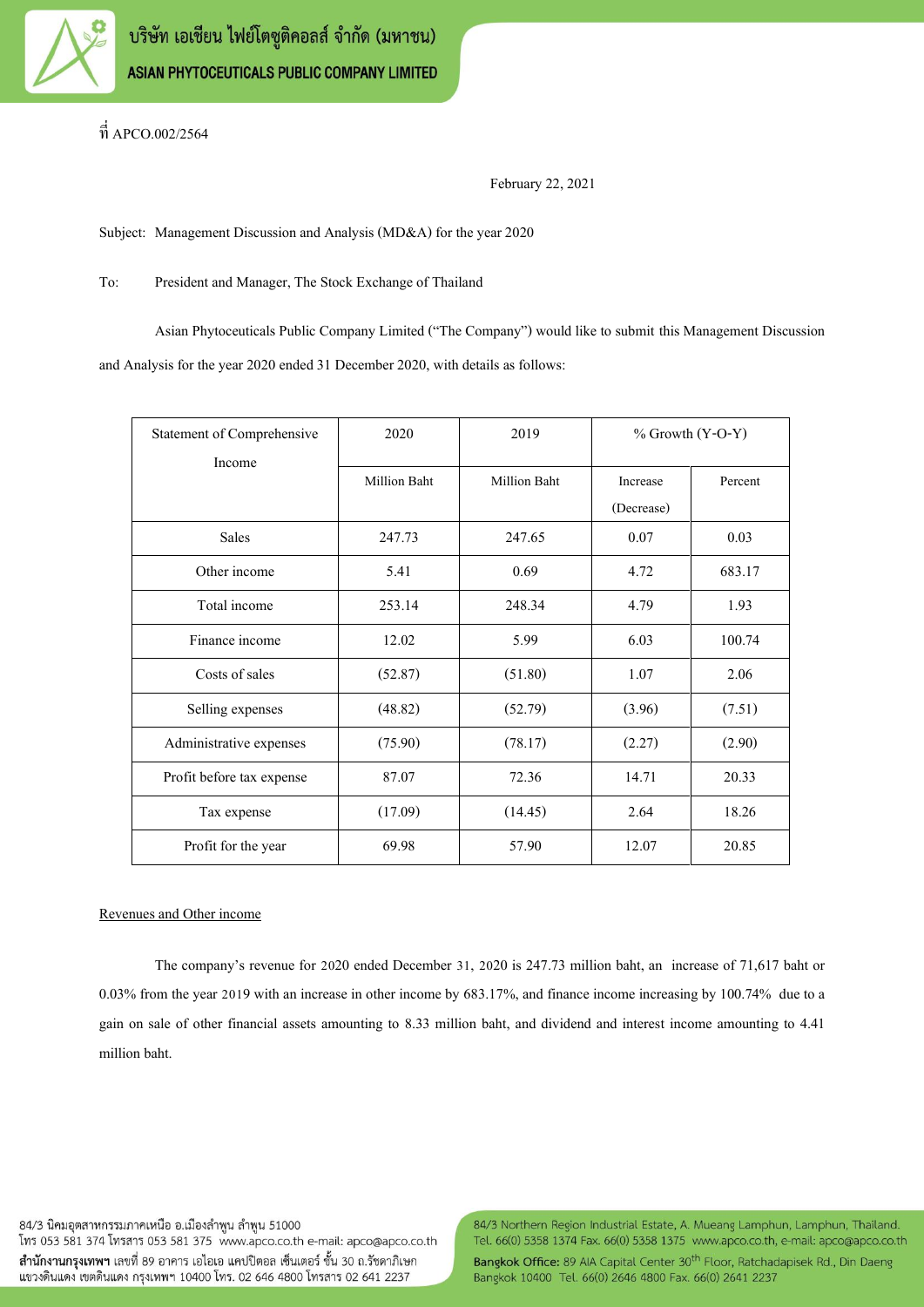ที่ APCO.002/2564

February 22, 2021

Subject: Management Discussion and Analysis (MD&A) for the year 2020

To: President and Manager, The Stock Exchange of Thailand

Asian Phytoceuticals Public Company Limited ("The Company") would like to submit this Management Discussion and Analysis for the year 2020 ended 31 December 2020, with details as follows:

| Statement of Comprehensive Income | 2020 | 2019 | % Growth (Y-O-Y) | |
|---|---|---|---|---|
| | Million Baht | Million Baht | Increase (Decrease) | Percent |
| Sales | 247.73 | 247.65 | 0.07 | 0.03 |
| Other income | 5.41 | 0.69 | 4.72 | 683.17 |
| Total income | 253.14 | 248.34 | 4.79 | 1.93 |
| Finance income | 12.02 | 5.99 | 6.03 | 100.74 |
| Costs of sales | (52.87) | (51.80) | 1.07 | 2.06 |
| Selling expenses | (48.82) | (52.79) | (3.96) | (7.51) |
| Administrative expenses | (75.90) | (78.17) | (2.27) | (2.90) |
| Profit before tax expense | 87.07 | 72.36 | 14.71 | 20.33 |
| Tax expense | (17.09) | (14.45) | 2.64 | 18.26 |
| Profit for the year | 69.98 | 57.90 | 12.07 | 20.85 |

Revenues and Other income

The company's revenue for 2020 ended December 31, 2020 is 247.73 million baht, an increase of 71,617 baht or 0.03% from the year 2019 with an increase in other income by 683.17%, and finance income increasing by 100.74% due to a gain on sale of other financial assets amounting to 8.33 million baht, and dividend and interest income amounting to 4.41 million baht.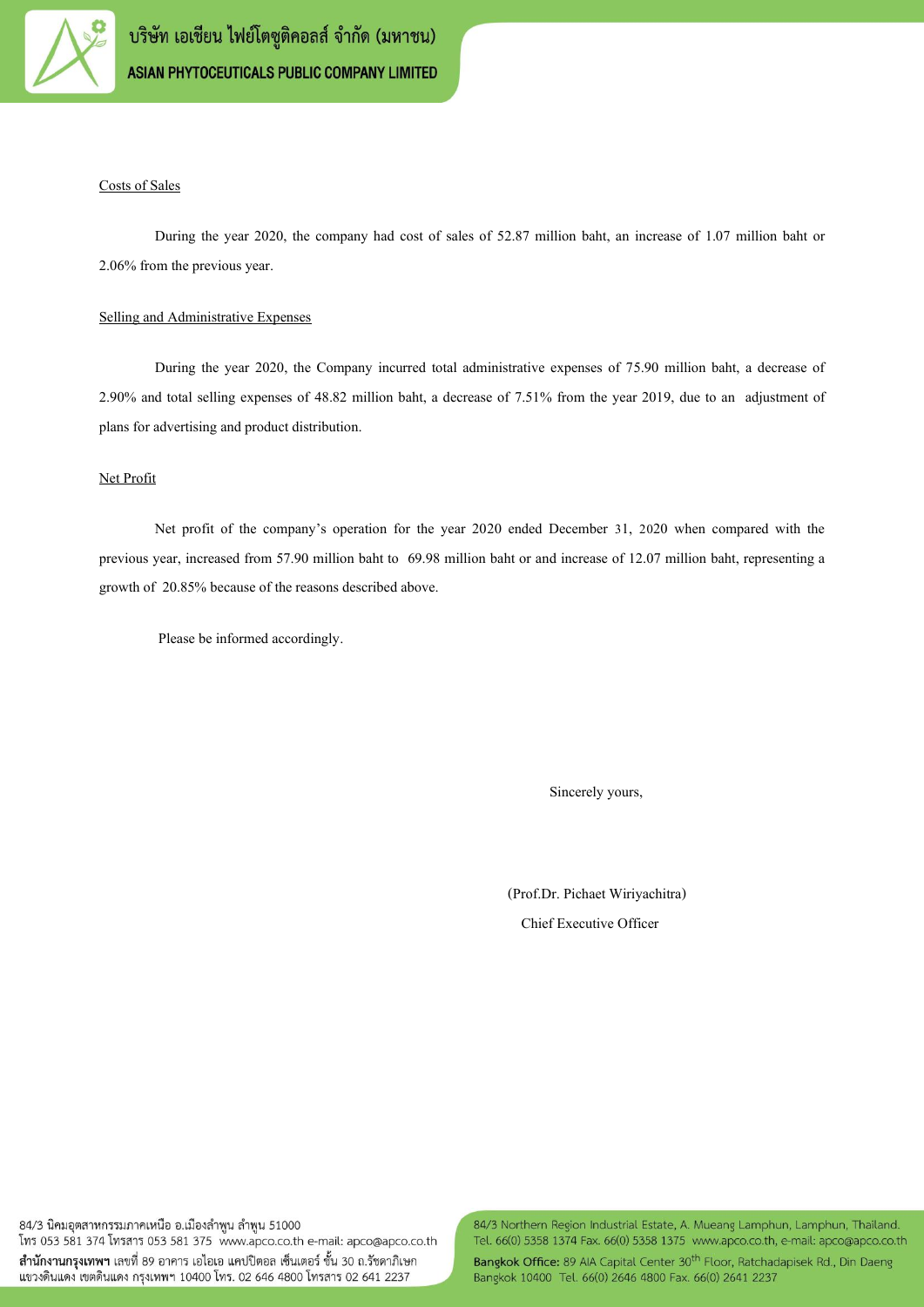Costs of Sales

During the year 2020, the company had cost of sales of 52.87 million baht, an increase of 1.07 million baht or 2.06% from the previous year.

Selling and Administrative Expenses

During the year 2020, the Company incurred total administrative expenses of 75.90 million baht, a decrease of 2.90% and total selling expenses of 48.82 million baht, a decrease of 7.51% from the year 2019, due to an adjustment of plans for advertising and product distribution.

Net Profit

Net profit of the company's operation for the year 2020 ended December 31, 2020 when compared with the previous year, increased from 57.90 million baht to 69.98 million baht or and increase of 12.07 million baht, representing a growth of 20.85% because of the reasons described above.

Please be informed accordingly.

Sincerely yours,

(Prof.Dr. Pichaet Wiriyachitra)
Chief Executive Officer